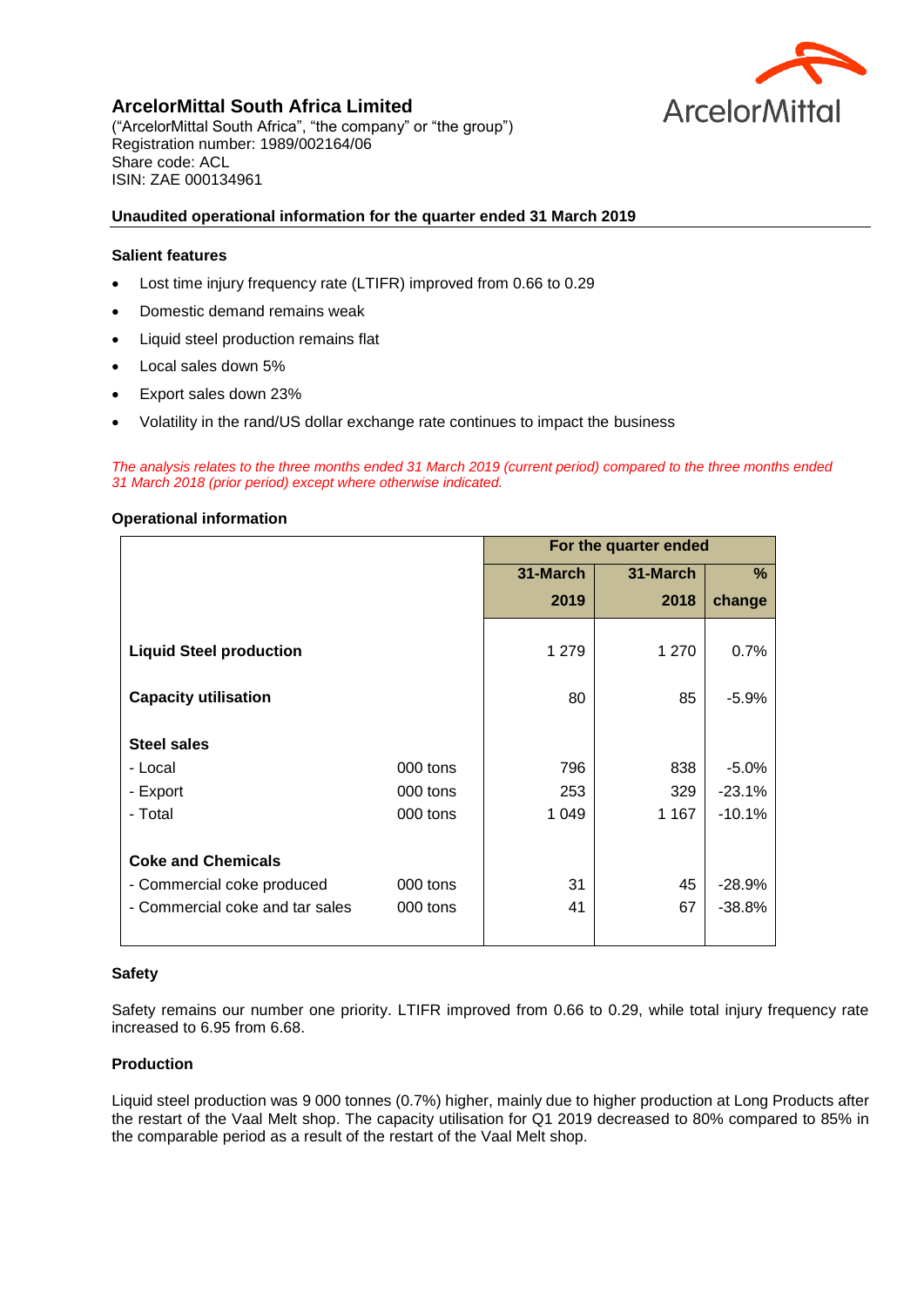# ArcelorMittal South Africa Limited

("ArcelorMittal South Africa", "the company" or "the group")
Registration number: 1989/002164/06
Share code: ACL
ISIN: ZAE 000134961

## Unaudited operational information for the quarter ended 31 March 2019

### Salient features

- Lost time injury frequency rate (LTIFR) improved from 0.66 to 0.29
- Domestic demand remains weak
- Liquid steel production remains flat
- Local sales down 5%
- Export sales down 23%
- Volatility in the rand/US dollar exchange rate continues to impact the business

*The analysis relates to the three months ended 31 March 2019 (current period) compared to the three months ended 31 March 2018 (prior period) except where otherwise indicated.*

### Operational information

| | | For the quarter ended | | |
|---|---|---|---|---|
| | | 31-March 2019 | 31-March 2018 | % change |
| **Liquid Steel production** | | 1 279 | 1 270 | 0.7% |
| **Capacity utilisation** | | 80 | 85 | -5.9% |
| **Steel sales** | | | | |
| - Local | 000 tons | 796 | 838 | -5.0% |
| - Export | 000 tons | 253 | 329 | -23.1% |
| - Total | 000 tons | 1 049 | 1 167 | -10.1% |
| **Coke and Chemicals** | | | | |
| - Commercial coke produced | 000 tons | 31 | 45 | -28.9% |
| - Commercial coke and tar sales | 000 tons | 41 | 67 | -38.8% |

### Safety

Safety remains our number one priority. LTIFR improved from 0.66 to 0.29, while total injury frequency rate increased to 6.95 from 6.68.

### Production

Liquid steel production was 9 000 tonnes (0.7%) higher, mainly due to higher production at Long Products after the restart of the Vaal Melt shop. The capacity utilisation for Q1 2019 decreased to 80% compared to 85% in the comparable period as a result of the restart of the Vaal Melt shop.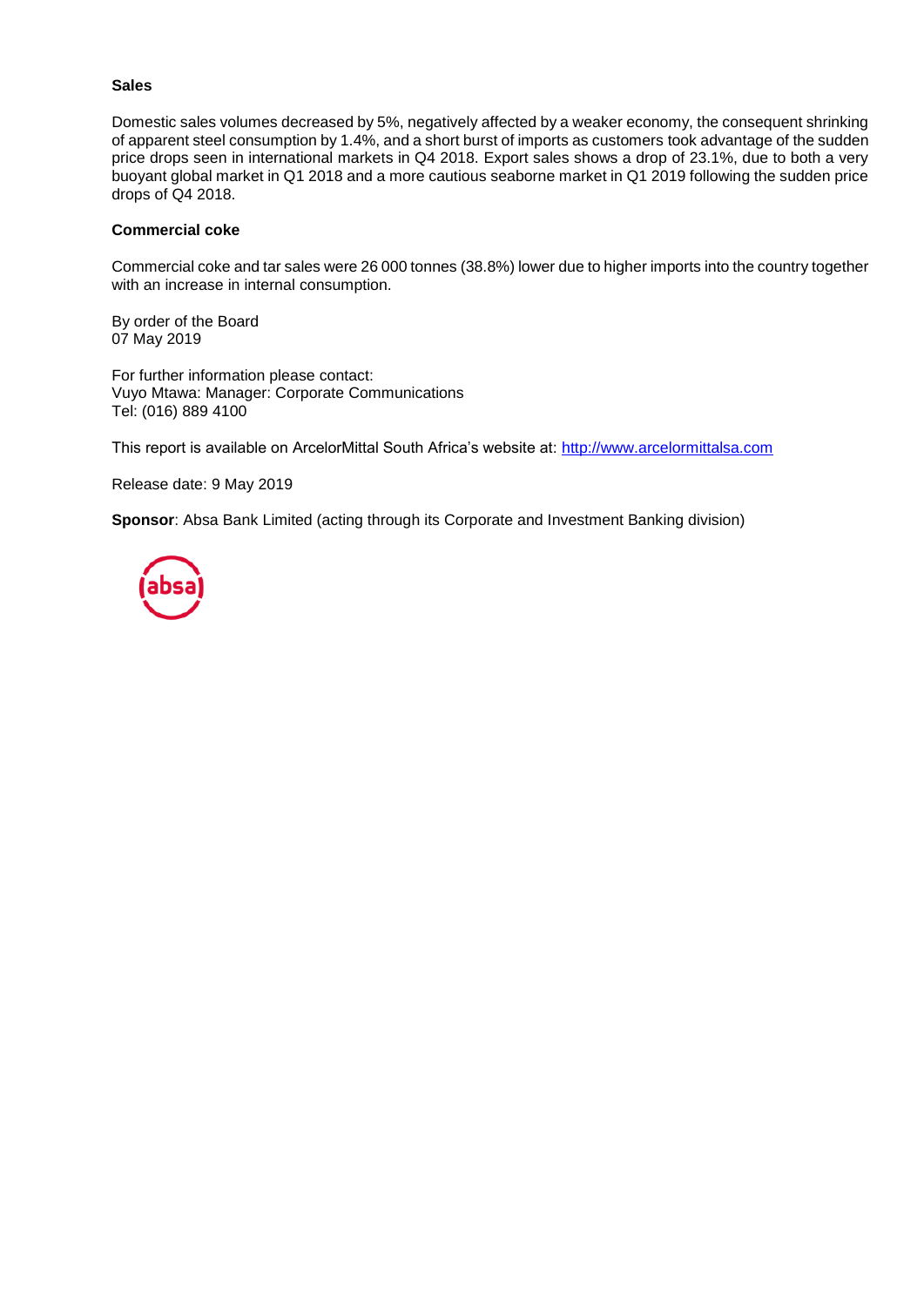**Sales**

Domestic sales volumes decreased by 5%, negatively affected by a weaker economy, the consequent shrinking of apparent steel consumption by 1.4%, and a short burst of imports as customers took advantage of the sudden price drops seen in international markets in Q4 2018. Export sales shows a drop of 23.1%, due to both a very buoyant global market in Q1 2018 and a more cautious seaborne market in Q1 2019 following the sudden price drops of Q4 2018.

**Commercial coke**

Commercial coke and tar sales were 26 000 tonnes (38.8%) lower due to higher imports into the country together with an increase in internal consumption.

By order of the Board
07 May 2019

For further information please contact:
Vuyo Mtawa: Manager: Corporate Communications
Tel: (016) 889 4100

This report is available on ArcelorMittal South Africa's website at: [http://www.arcelormittalsa.com](http://www.arcelormittalsa.com)

Release date: 9 May 2019

**Sponsor**: Absa Bank Limited (acting through its Corporate and Investment Banking division)